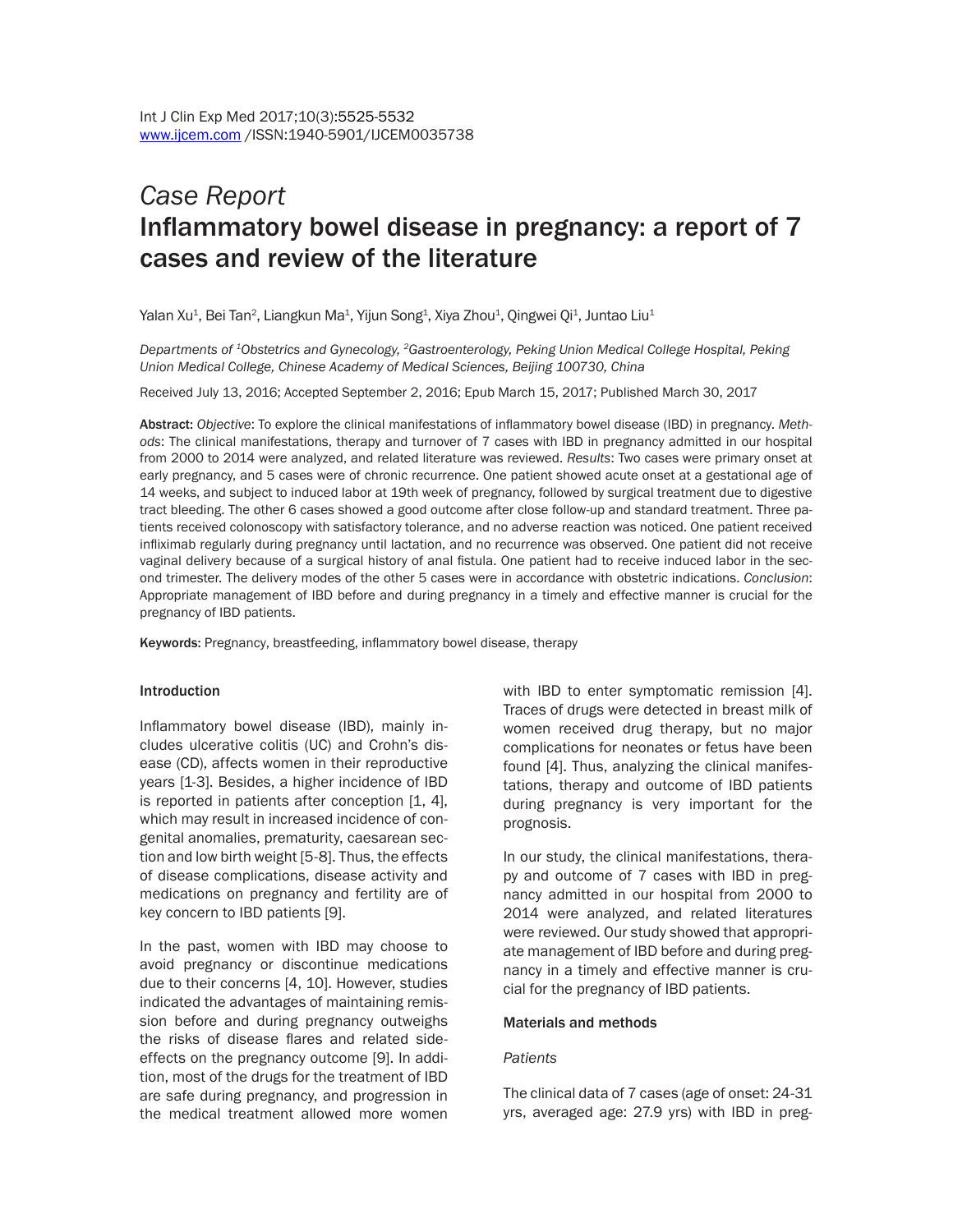*Case Report*

# Inflammatory bowel disease in pregnancy: a report of 7 cases and review of the literature

Yalan Xu[1], Bei Tan[2], Liangkun Ma[1], Yijun Song[1], Xiya Zhou[1], Qingwei Qi[1], Juntao Liu[1]

*Departments of [1]Obstetrics and Gynecology, [2]Gastroenterology, Peking Union Medical College Hospital, Peking Union Medical College, Chinese Academy of Medical Sciences, Beijing 100730, China*

Received July 13, 2016; Accepted September 2, 2016; Epub March 15, 2017; Published March 30, 2017

**Abstract:** *Objective*: To explore the clinical manifestations of inflammatory bowel disease (IBD) in pregnancy. *Methods*: The clinical manifestations, therapy and turnover of 7 cases with IBD in pregnancy admitted in our hospital from 2000 to 2014 were analyzed, and related literature was reviewed. *Results*: Two cases were primary onset at early pregnancy, and 5 cases were of chronic recurrence. One patient showed acute onset at a gestational age of 14 weeks, and subject to induced labor at 19th week of pregnancy, followed by surgical treatment due to digestive tract bleeding. The other 6 cases showed a good outcome after close follow-up and standard treatment. Three patients received colonoscopy with satisfactory tolerance, and no adverse reaction was noticed. One patient received infliximab regularly during pregnancy until lactation, and no recurrence was observed. One patient did not receive vaginal delivery because of a surgical history of anal fistula. One patient had to receive induced labor in the second trimester. The delivery modes of the other 5 cases were in accordance with obstetric indications. *Conclusion*: Appropriate management of IBD before and during pregnancy in a timely and effective manner is crucial for the pregnancy of IBD patients.

**Keywords:** Pregnancy, breastfeeding, inflammatory bowel disease, therapy

## Introduction

Inflammatory bowel disease (IBD), mainly includes ulcerative colitis (UC) and Crohn's disease (CD), affects women in their reproductive years [1-3]. Besides, a higher incidence of IBD is reported in patients after conception [1, 4], which may result in increased incidence of congenital anomalies, prematurity, caesarean section and low birth weight [5-8]. Thus, the effects of disease complications, disease activity and medications on pregnancy and fertility are of key concern to IBD patients [9].

In the past, women with IBD may choose to avoid pregnancy or discontinue medications due to their concerns [4, 10]. However, studies indicated the advantages of maintaining remission before and during pregnancy outweighs the risks of disease flares and related side-effects on the pregnancy outcome [9]. In addition, most of the drugs for the treatment of IBD are safe during pregnancy, and progression in the medical treatment allowed more women with IBD to enter symptomatic remission [4]. Traces of drugs were detected in breast milk of women received drug therapy, but no major complications for neonates or fetus have been found [4]. Thus, analyzing the clinical manifestations, therapy and outcome of IBD patients during pregnancy is very important for the prognosis.

In our study, the clinical manifestations, therapy and outcome of 7 cases with IBD in pregnancy admitted in our hospital from 2000 to 2014 were analyzed, and related literatures were reviewed. Our study showed that appropriate management of IBD before and during pregnancy in a timely and effective manner is crucial for the pregnancy of IBD patients.

## Materials and methods

### *Patients*

The clinical data of 7 cases (age of onset: 24-31 yrs, averaged age: 27.9 yrs) with IBD in preg-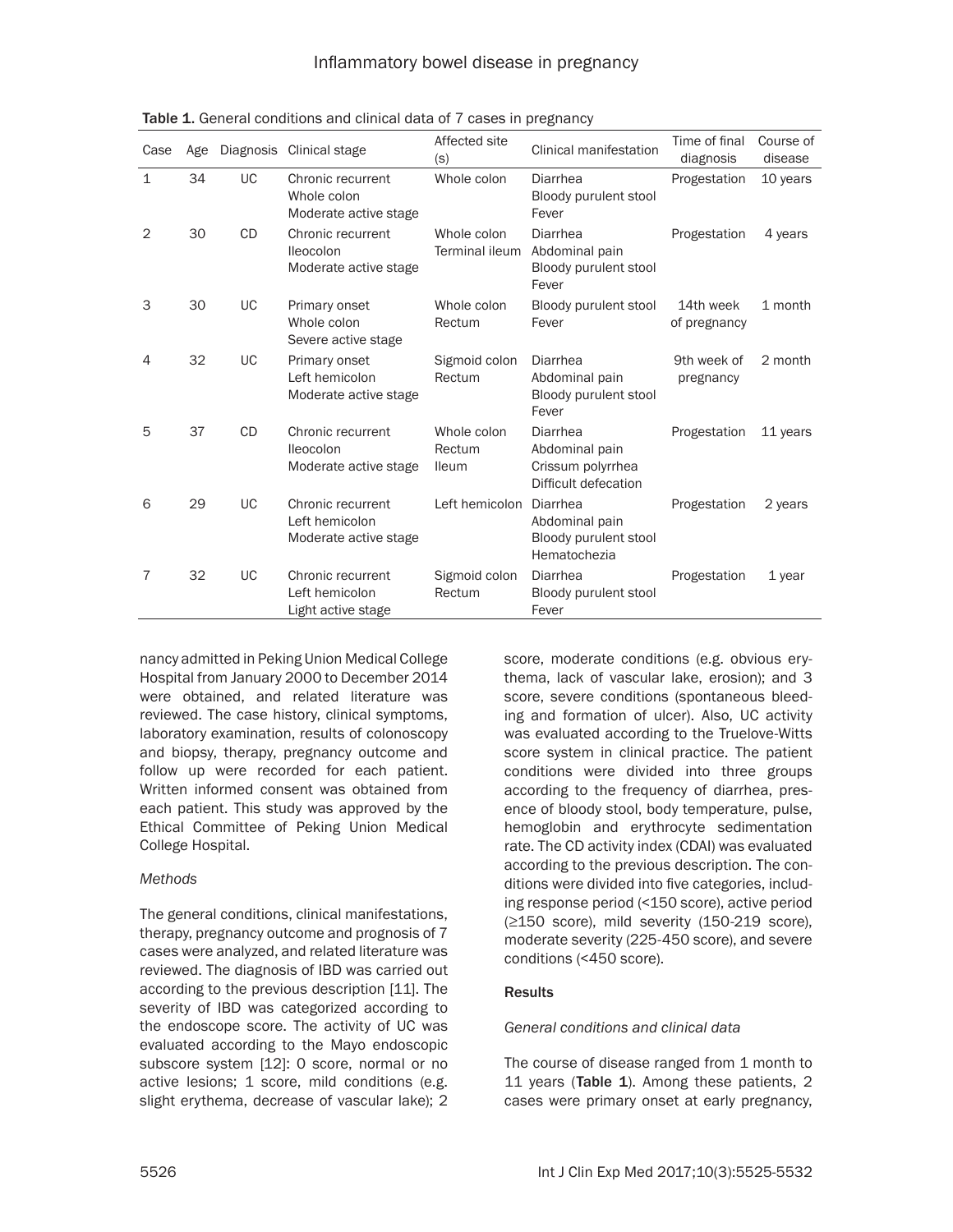**Table 1.** General conditions and clinical data of 7 cases in pregnancy

| Case | Age | Diagnosis | Clinical stage | Affected site (s) | Clinical manifestation | Time of final diagnosis | Course of disease |
|---|---|---|---|---|---|---|---|
| 1 | 34 | UC | Chronic recurrent<br>Whole colon<br>Moderate active stage | Whole colon | Diarrhea<br>Bloody purulent stool<br>Fever | Progestation | 10 years |
| 2 | 30 | CD | Chronic recurrent<br>Ileocolon<br>Moderate active stage | Whole colon<br>Terminal ileum | Diarrhea<br>Abdominal pain<br>Bloody purulent stool<br>Fever | Progestation | 4 years |
| 3 | 30 | UC | Primary onset<br>Whole colon<br>Severe active stage | Whole colon<br>Rectum | Bloody purulent stool<br>Fever | 14th week of pregnancy | 1 month |
| 4 | 32 | UC | Primary onset<br>Left hemicolon<br>Moderate active stage | Sigmoid colon<br>Rectum | Diarrhea<br>Abdominal pain<br>Bloody purulent stool<br>Fever | 9th week of pregnancy | 2 month |
| 5 | 37 | CD | Chronic recurrent<br>Ileocolon<br>Moderate active stage | Whole colon<br>Rectum<br>Ileum | Diarrhea<br>Abdominal pain<br>Crissum polyrrhea<br>Difficult defecation | Progestation | 11 years |
| 6 | 29 | UC | Chronic recurrent<br>Left hemicolon<br>Moderate active stage | Left hemicolon | Diarrhea<br>Abdominal pain<br>Bloody purulent stool<br>Hematochezia | Progestation | 2 years |
| 7 | 32 | UC | Chronic recurrent<br>Left hemicolon<br>Light active stage | Sigmoid colon<br>Rectum | Diarrhea<br>Bloody purulent stool<br>Fever | Progestation | 1 year |

nancy admitted in Peking Union Medical College Hospital from January 2000 to December 2014 were obtained, and related literature was reviewed. The case history, clinical symptoms, laboratory examination, results of colonoscopy and biopsy, therapy, pregnancy outcome and follow up were recorded for each patient. Written informed consent was obtained from each patient. This study was approved by the Ethical Committee of Peking Union Medical College Hospital.

*Methods*

The general conditions, clinical manifestations, therapy, pregnancy outcome and prognosis of 7 cases were analyzed, and related literature was reviewed. The diagnosis of IBD was carried out according to the previous description [11]. The severity of IBD was categorized according to the endoscope score. The activity of UC was evaluated according to the Mayo endoscopic subscore system [12]: 0 score, normal or no active lesions; 1 score, mild conditions (e.g. slight erythema, decrease of vascular lake); 2 score, moderate conditions (e.g. obvious erythema, lack of vascular lake, erosion); and 3 score, severe conditions (spontaneous bleeding and formation of ulcer). Also, UC activity was evaluated according to the Truelove-Witts score system in clinical practice. The patient conditions were divided into three groups according to the frequency of diarrhea, presence of bloody stool, body temperature, pulse, hemoglobin and erythrocyte sedimentation rate. The CD activity index (CDAI) was evaluated according to the previous description. The conditions were divided into five categories, including response period (<150 score), active period (≥150 score), mild severity (150-219 score), moderate severity (225-450 score), and severe conditions (<450 score).

## Results

*General conditions and clinical data*

The course of disease ranged from 1 month to 11 years (**Table 1**). Among these patients, 2 cases were primary onset at early pregnancy,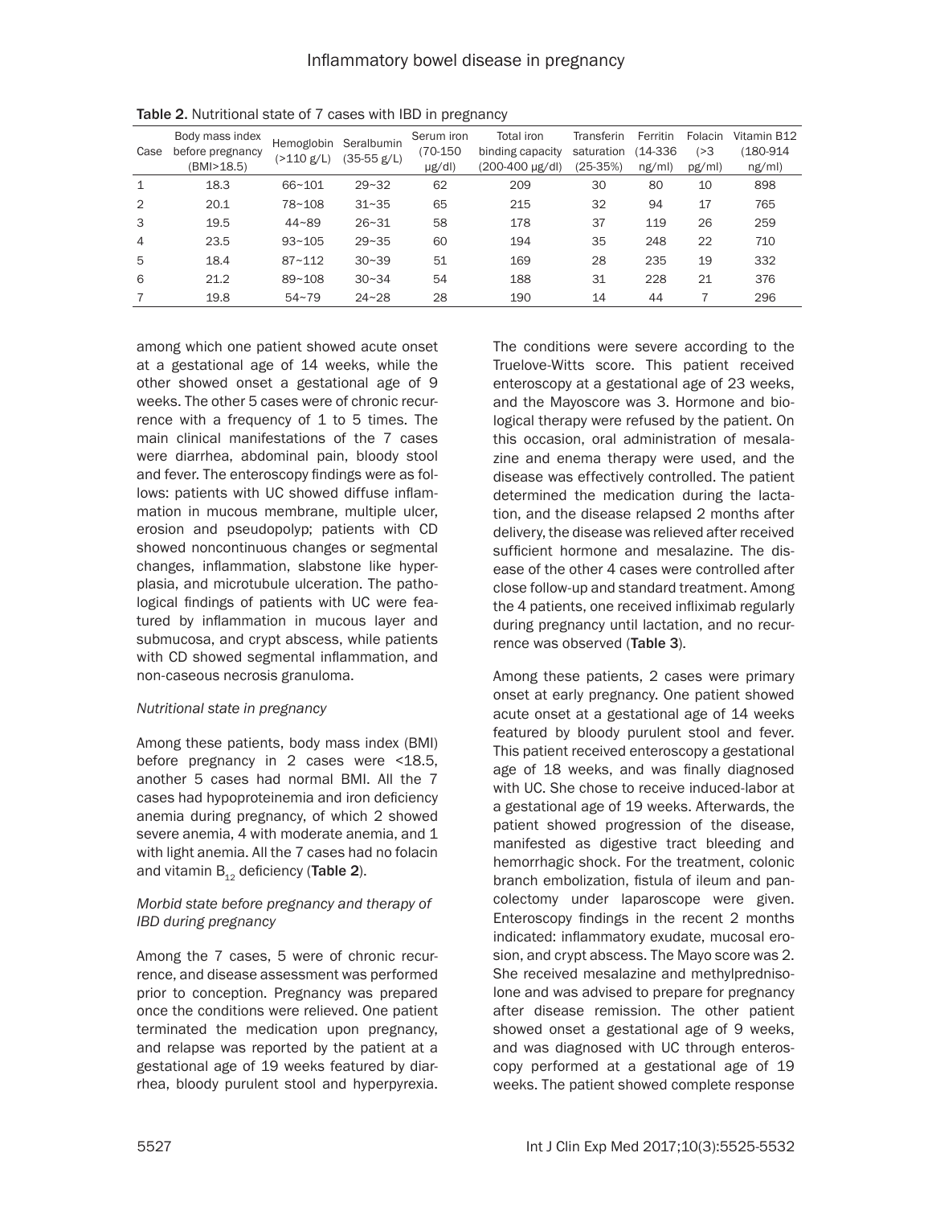Table 2. Nutritional state of 7 cases with IBD in pregnancy

| Case | Body mass index before pregnancy (BMI>18.5) | Hemoglobin (>110 g/L) | Seralbumin (35-55 g/L) | Serum iron (70-150 μg/dl) | Total iron binding capacity (200-400 μg/dl) | Transferin saturation (25-35%) | Ferritin (14-336 ng/ml) | Folacin (>3 pg/ml) | Vitamin B12 (180-914 ng/ml) |
|---|---|---|---|---|---|---|---|---|---|
| 1 | 18.3 | 66~101 | 29~32 | 62 | 209 | 30 | 80 | 10 | 898 |
| 2 | 20.1 | 78~108 | 31~35 | 65 | 215 | 32 | 94 | 17 | 765 |
| 3 | 19.5 | 44~89 | 26~31 | 58 | 178 | 37 | 119 | 26 | 259 |
| 4 | 23.5 | 93~105 | 29~35 | 60 | 194 | 35 | 248 | 22 | 710 |
| 5 | 18.4 | 87~112 | 30~39 | 51 | 169 | 28 | 235 | 19 | 332 |
| 6 | 21.2 | 89~108 | 30~34 | 54 | 188 | 31 | 228 | 21 | 376 |
| 7 | 19.8 | 54~79 | 24~28 | 28 | 190 | 14 | 44 | 7 | 296 |

among which one patient showed acute onset at a gestational age of 14 weeks, while the other showed onset a gestational age of 9 weeks. The other 5 cases were of chronic recurrence with a frequency of 1 to 5 times. The main clinical manifestations of the 7 cases were diarrhea, abdominal pain, bloody stool and fever. The enteroscopy findings were as follows: patients with UC showed diffuse inflammation in mucous membrane, multiple ulcer, erosion and pseudopolyp; patients with CD showed noncontinuous changes or segmental changes, inflammation, slabstone like hyperplasia, and microtubule ulceration. The pathological findings of patients with UC were featured by inflammation in mucous layer and submucosa, and crypt abscess, while patients with CD showed segmental inflammation, and non-caseous necrosis granuloma.

*Nutritional state in pregnancy*

Among these patients, body mass index (BMI) before pregnancy in 2 cases were <18.5, another 5 cases had normal BMI. All the 7 cases had hypoproteinemia and iron deficiency anemia during pregnancy, of which 2 showed severe anemia, 4 with moderate anemia, and 1 with light anemia. All the 7 cases had no folacin and vitamin $B_{12}$ deficiency (**Table 2**).

*Morbid state before pregnancy and therapy of IBD during pregnancy*

Among the 7 cases, 5 were of chronic recurrence, and disease assessment was performed prior to conception. Pregnancy was prepared once the conditions were relieved. One patient terminated the medication upon pregnancy, and relapse was reported by the patient at a gestational age of 19 weeks featured by diarrhea, bloody purulent stool and hyperpyrexia. The conditions were severe according to the Truelove-Witts score. This patient received enteroscopy at a gestational age of 23 weeks, and the Mayoscore was 3. Hormone and biological therapy were refused by the patient. On this occasion, oral administration of mesalazine and enema therapy were used, and the disease was effectively controlled. The patient determined the medication during the lactation, and the disease relapsed 2 months after delivery, the disease was relieved after received sufficient hormone and mesalazine. The disease of the other 4 cases were controlled after close follow-up and standard treatment. Among the 4 patients, one received infliximab regularly during pregnancy until lactation, and no recurrence was observed (**Table 3**).

Among these patients, 2 cases were primary onset at early pregnancy. One patient showed acute onset at a gestational age of 14 weeks featured by bloody purulent stool and fever. This patient received enteroscopy a gestational age of 18 weeks, and was finally diagnosed with UC. She chose to receive induced-labor at a gestational age of 19 weeks. Afterwards, the patient showed progression of the disease, manifested as digestive tract bleeding and hemorrhagic shock. For the treatment, colonic branch embolization, fistula of ileum and pancolectomy under laparoscope were given. Enteroscopy findings in the recent 2 months indicated: inflammatory exudate, mucosal erosion, and crypt abscess. The Mayo score was 2. She received mesalazine and methylprednisolone and was advised to prepare for pregnancy after disease remission. The other patient showed onset a gestational age of 9 weeks, and was diagnosed with UC through enteroscopy performed at a gestational age of 19 weeks. The patient showed complete response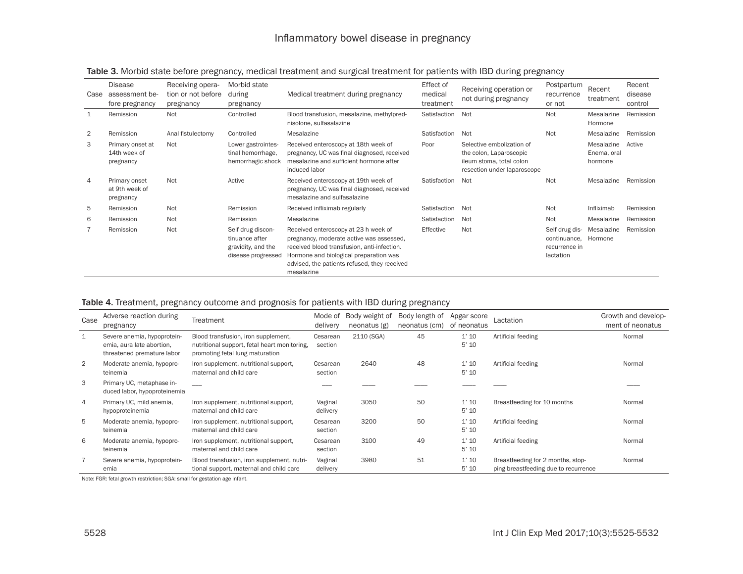**Table 3.** Morbid state before pregnancy, medical treatment and surgical treatment for patients with IBD during pregnancy

| Case | Disease assessment before pregnancy | Receiving operation or not before pregnancy | Morbid state during pregnancy | Medical treatment during pregnancy | Effect of medical treatment | Receiving operation or not during pregnancy | Postpartum recurrence or not | Recent treatment | Recent disease control |
|---|---|---|---|---|---|---|---|---|---|
| 1 | Remission | Not | Controlled | Blood transfusion, mesalazine, methylprednisolone, sulfasalazine | Satisfaction | Not | Not | Mesalazine Hormone | Remission |
| 2 | Remission | Anal fistulectomy | Controlled | Mesalazine | Satisfaction | Not | Not | Mesalazine | Remission |
| 3 | Primary onset at 14th week of pregnancy | Not | Lower gastrointestinal hemorrhage, hemorrhagic shock | Received enteroscopy at 18th week of pregnancy, UC was final diagnosed, received mesalazine and sufficient hormone after induced labor | Poor | Selective embolization of the colon, Laparoscopic ileum stoma, total colon resection under laparoscope | | Mesalazine Enema, oral hormone | Active |
| 4 | Primary onset at 9th week of pregnancy | Not | Active | Received enteroscopy at 19th week of pregnancy, UC was final diagnosed, received mesalazine and sulfasalazine | Satisfaction | Not | Not | Mesalazine | Remission |
| 5 | Remission | Not | Remission | Received infliximab regularly | Satisfaction | Not | Not | Infliximab | Remission |
| 6 | Remission | Not | Remission | Mesalazine | Satisfaction | Not | Not | Mesalazine | Remission |
| 7 | Remission | Not | Self drug discontinuance after gravidity, and the disease progressed | Received enteroscopy at 23 h week of pregnancy, moderate active was assessed, received blood transfusion, anti-infection. Hormone and biological preparation was advised, the patients refused, they received mesalazine | Effective | Not | Self drug discontinuance, recurrence in lactation | Mesalazine Hormone | Remission |

**Table 4.** Treatment, pregnancy outcome and prognosis for patients with IBD during pregnancy

| Case | Adverse reaction during pregnancy | Treatment | Mode of delivery | Body weight of neonatus (g) | Body length of neonatus (cm) | Apgar score of neonatus | Lactation | Growth and development of neonatus |
|---|---|---|---|---|---|---|---|---|
| 1 | Severe anemia, hypoproteinemia, aura late abortion, threatened premature labor | Blood transfusion, iron supplement, nutritional support, fetal heart monitoring, promoting fetal lung maturation | Cesarean section | 2110 (SGA) | 45 | 1' 10<br>5' 10 | Artificial feeding | Normal |
| 2 | Moderate anemia, hypoproteinemia | Iron supplement, nutritional support, maternal and child care | Cesarean section | 2640 | 48 | 1' 10<br>5' 10 | Artificial feeding | Normal |
| 3 | Primary UC, metaphase induced labor, hypoproteinemia | ___ | ___ | ___ | ___ | ___ | ___ | ___ |
| 4 | Primary UC, mild anemia, hypoproteinemia | Iron supplement, nutritional support, maternal and child care | Vaginal delivery | 3050 | 50 | 1' 10<br>5' 10 | Breastfeeding for 10 months | Normal |
| 5 | Moderate anemia, hypoproteinemia | Iron supplement, nutritional support, maternal and child care | Cesarean section | 3200 | 50 | 1' 10<br>5' 10 | Artificial feeding | Normal |
| 6 | Moderate anemia, hypoproteinemia | Iron supplement, nutritional support, maternal and child care | Cesarean section | 3100 | 49 | 1' 10<br>5' 10 | Artificial feeding | Normal |
| 7 | Severe anemia, hypoproteinemia | Blood transfusion, iron supplement, nutritional support, maternal and child care | Vaginal delivery | 3980 | 51 | 1' 10<br>5' 10 | Breastfeeding for 2 months, stopping breastfeeding due to recurrence | Normal |

Note: FGR: fetal growth restriction; SGA: small for gestation age infant.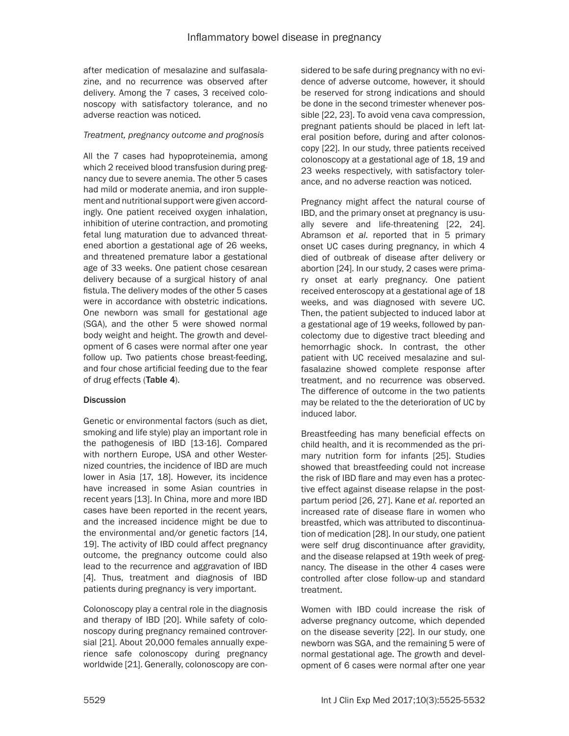after medication of mesalazine and sulfasalazine, and no recurrence was observed after delivery. Among the 7 cases, 3 received colonoscopy with satisfactory tolerance, and no adverse reaction was noticed.

*Treatment, pregnancy outcome and prognosis*

All the 7 cases had hypoproteinemia, among which 2 received blood transfusion during pregnancy due to severe anemia. The other 5 cases had mild or moderate anemia, and iron supplement and nutritional support were given accordingly. One patient received oxygen inhalation, inhibition of uterine contraction, and promoting fetal lung maturation due to advanced threatened abortion a gestational age of 26 weeks, and threatened premature labor a gestational age of 33 weeks. One patient chose cesarean delivery because of a surgical history of anal fistula. The delivery modes of the other 5 cases were in accordance with obstetric indications. One newborn was small for gestational age (SGA), and the other 5 were showed normal body weight and height. The growth and development of 6 cases were normal after one year follow up. Two patients chose breast-feeding, and four chose artificial feeding due to the fear of drug effects (**Table 4**).

## Discussion

Genetic or environmental factors (such as diet, smoking and life style) play an important role in the pathogenesis of IBD [13-16]. Compared with northern Europe, USA and other Westernized countries, the incidence of IBD are much lower in Asia [17, 18]. However, its incidence have increased in some Asian countries in recent years [13]. In China, more and more IBD cases have been reported in the recent years, and the increased incidence might be due to the environmental and/or genetic factors [14, 19]. The activity of IBD could affect pregnancy outcome, the pregnancy outcome could also lead to the recurrence and aggravation of IBD [4]. Thus, treatment and diagnosis of IBD patients during pregnancy is very important.

Colonoscopy play a central role in the diagnosis and therapy of IBD [20]. While safety of colonoscopy during pregnancy remained controversial [21]. About 20,000 females annually experience safe colonoscopy during pregnancy worldwide [21]. Generally, colonoscopy are considered to be safe during pregnancy with no evidence of adverse outcome, however, it should be reserved for strong indications and should be done in the second trimester whenever possible [22, 23]. To avoid vena cava compression, pregnant patients should be placed in left lateral position before, during and after colonoscopy [22]. In our study, three patients received colonoscopy at a gestational age of 18, 19 and 23 weeks respectively, with satisfactory tolerance, and no adverse reaction was noticed.

Pregnancy might affect the natural course of IBD, and the primary onset at pregnancy is usually severe and life-threatening [22, 24]. Abramson *et al*. reported that in 5 primary onset UC cases during pregnancy, in which 4 died of outbreak of disease after delivery or abortion [24]. In our study, 2 cases were primary onset at early pregnancy. One patient received enteroscopy at a gestational age of 18 weeks, and was diagnosed with severe UC. Then, the patient subjected to induced labor at a gestational age of 19 weeks, followed by pancolectomy due to digestive tract bleeding and hemorrhagic shock. In contrast, the other patient with UC received mesalazine and sulfasalazine showed complete response after treatment, and no recurrence was observed. The difference of outcome in the two patients may be related to the the deterioration of UC by induced labor.

Breastfeeding has many beneficial effects on child health, and it is recommended as the primary nutrition form for infants [25]. Studies showed that breastfeeding could not increase the risk of IBD flare and may even has a protective effect against disease relapse in the postpartum period [26, 27]. Kane *et al*. reported an increased rate of disease flare in women who breastfed, which was attributed to discontinuation of medication [28]. In our study, one patient were self drug discontinuance after gravidity, and the disease relapsed at 19th week of pregnancy. The disease in the other 4 cases were controlled after close follow-up and standard treatment.

Women with IBD could increase the risk of adverse pregnancy outcome, which depended on the disease severity [22]. In our study, one newborn was SGA, and the remaining 5 were of normal gestational age. The growth and development of 6 cases were normal after one year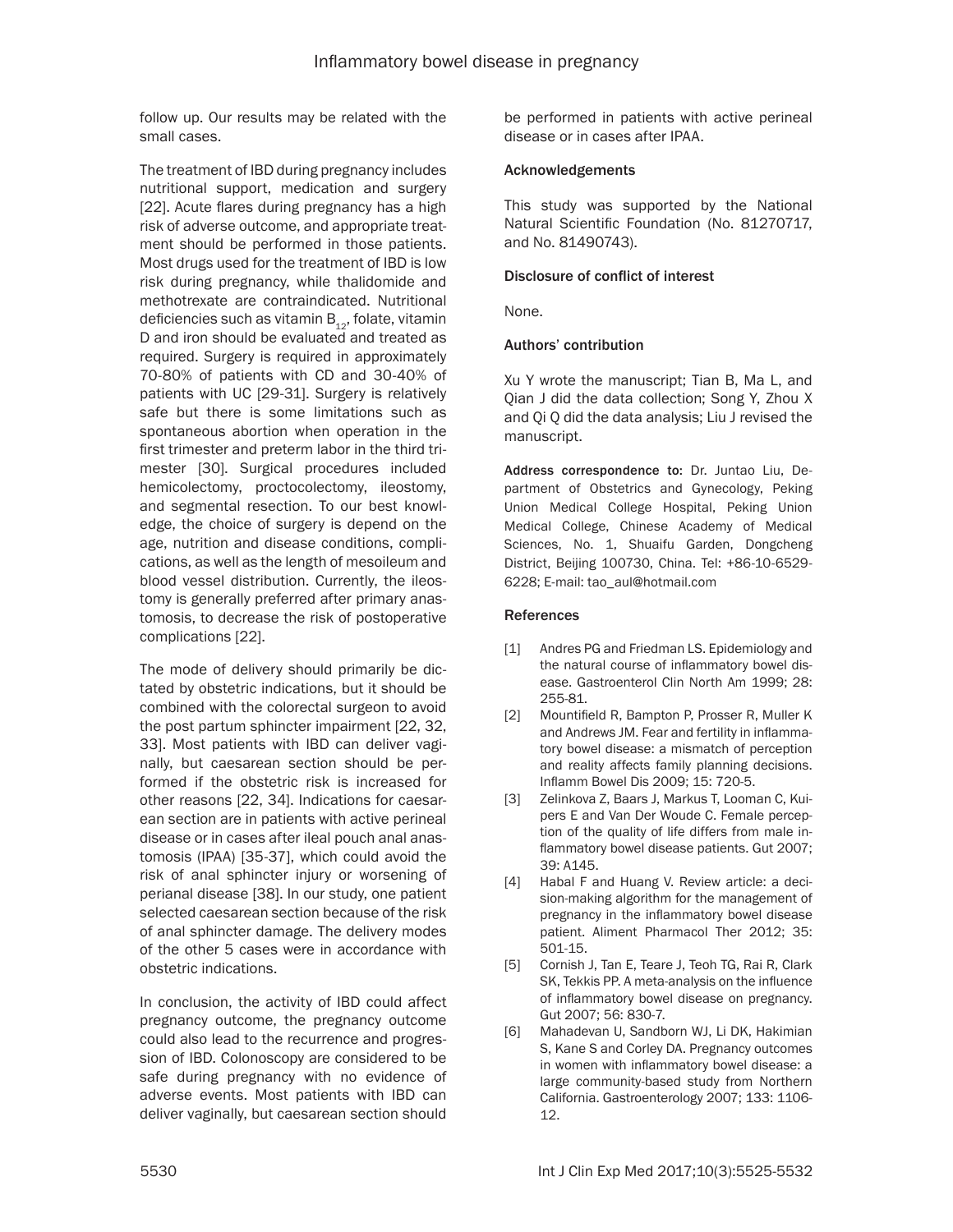follow up. Our results may be related with the small cases.

The treatment of IBD during pregnancy includes nutritional support, medication and surgery [22]. Acute flares during pregnancy has a high risk of adverse outcome, and appropriate treatment should be performed in those patients. Most drugs used for the treatment of IBD is low risk during pregnancy, while thalidomide and methotrexate are contraindicated. Nutritional deficiencies such as vitamin $B_{12}$, folate, vitamin D and iron should be evaluated and treated as required. Surgery is required in approximately 70-80% of patients with CD and 30-40% of patients with UC [29-31]. Surgery is relatively safe but there is some limitations such as spontaneous abortion when operation in the first trimester and preterm labor in the third trimester [30]. Surgical procedures included hemicolectomy, proctocolectomy, ileostomy, and segmental resection. To our best knowledge, the choice of surgery is depend on the age, nutrition and disease conditions, complications, as well as the length of mesoileum and blood vessel distribution. Currently, the ileostomy is generally preferred after primary anastomosis, to decrease the risk of postoperative complications [22].

The mode of delivery should primarily be dictated by obstetric indications, but it should be combined with the colorectal surgeon to avoid the post partum sphincter impairment [22, 32, 33]. Most patients with IBD can deliver vaginally, but caesarean section should be performed if the obstetric risk is increased for other reasons [22, 34]. Indications for caesarean section are in patients with active perineal disease or in cases after ileal pouch anal anastomosis (IPAA) [35-37], which could avoid the risk of anal sphincter injury or worsening of perianal disease [38]. In our study, one patient selected caesarean section because of the risk of anal sphincter damage. The delivery modes of the other 5 cases were in accordance with obstetric indications.

In conclusion, the activity of IBD could affect pregnancy outcome, the pregnancy outcome could also lead to the recurrence and progression of IBD. Colonoscopy are considered to be safe during pregnancy with no evidence of adverse events. Most patients with IBD can deliver vaginally, but caesarean section should be performed in patients with active perineal disease or in cases after IPAA.

## Acknowledgements

This study was supported by the National Natural Scientific Foundation (No. 81270717, and No. 81490743).

## Disclosure of conflict of interest

None.

## Authors' contribution

Xu Y wrote the manuscript; Tian B, Ma L, and Qian J did the data collection; Song Y, Zhou X and Qi Q did the data analysis; Liu J revised the manuscript.

**Address correspondence to:** Dr. Juntao Liu, Department of Obstetrics and Gynecology, Peking Union Medical College Hospital, Peking Union Medical College, Chinese Academy of Medical Sciences, No. 1, Shuaifu Garden, Dongcheng District, Beijing 100730, China. Tel: +86-10-6529-6228; E-mail: tao_aul@hotmail.com

## References

[1] Andres PG and Friedman LS. Epidemiology and the natural course of inflammatory bowel disease. Gastroenterol Clin North Am 1999; 28: 255-81.

[2] Mountifield R, Bampton P, Prosser R, Muller K and Andrews JM. Fear and fertility in inflammatory bowel disease: a mismatch of perception and reality affects family planning decisions. Inflamm Bowel Dis 2009; 15: 720-5.

[3] Zelinkova Z, Baars J, Markus T, Looman C, Kuipers E and Van Der Woude C. Female perception of the quality of life differs from male inflammatory bowel disease patients. Gut 2007; 39: A145.

[4] Habal F and Huang V. Review article: a decision-making algorithm for the management of pregnancy in the inflammatory bowel disease patient. Aliment Pharmacol Ther 2012; 35: 501-15.

[5] Cornish J, Tan E, Teare J, Teoh TG, Rai R, Clark SK, Tekkis PP. A meta-analysis on the influence of inflammatory bowel disease on pregnancy. Gut 2007; 56: 830-7.

[6] Mahadevan U, Sandborn WJ, Li DK, Hakimian S, Kane S and Corley DA. Pregnancy outcomes in women with inflammatory bowel disease: a large community-based study from Northern California. Gastroenterology 2007; 133: 1106-12.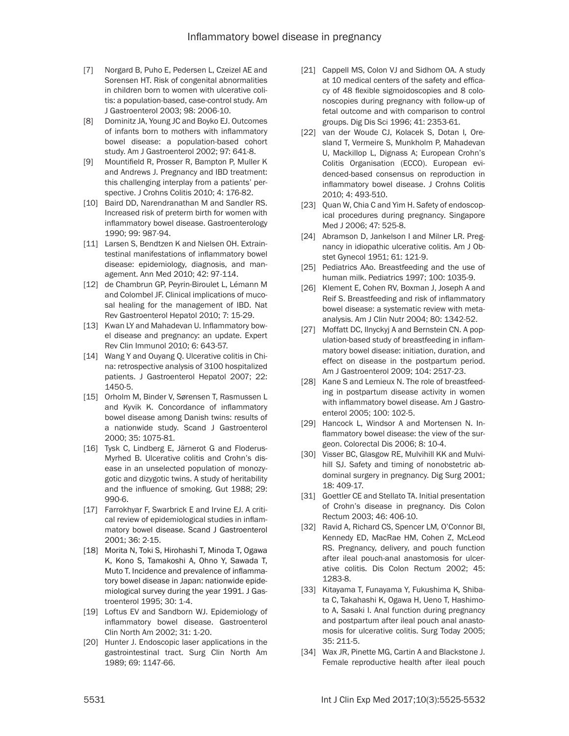[7] Norgard B, Puho E, Pedersen L, Czeizel AE and Sorensen HT. Risk of congenital abnormalities in children born to women with ulcerative colitis: a population-based, case-control study. Am J Gastroenterol 2003; 98: 2006-10.

[8] Dominitz JA, Young JC and Boyko EJ. Outcomes of infants born to mothers with inflammatory bowel disease: a population-based cohort study. Am J Gastroenterol 2002; 97: 641-8.

[9] Mountifield R, Prosser R, Bampton P, Muller K and Andrews J. Pregnancy and IBD treatment: this challenging interplay from a patients' perspective. J Crohns Colitis 2010; 4: 176-82.

[10] Baird DD, Narendranathan M and Sandler RS. Increased risk of preterm birth for women with inflammatory bowel disease. Gastroenterology 1990; 99: 987-94.

[11] Larsen S, Bendtzen K and Nielsen OH. Extraintestinal manifestations of inflammatory bowel disease: epidemiology, diagnosis, and management. Ann Med 2010; 42: 97-114.

[12] de Chambrun GP, Peyrin-Biroulet L, Lémann M and Colombel JF. Clinical implications of mucosal healing for the management of IBD. Nat Rev Gastroenterol Hepatol 2010; 7: 15-29.

[13] Kwan LY and Mahadevan U. Inflammatory bowel disease and pregnancy: an update. Expert Rev Clin Immunol 2010; 6: 643-57.

[14] Wang Y and Ouyang Q. Ulcerative colitis in China: retrospective analysis of 3100 hospitalized patients. J Gastroenterol Hepatol 2007; 22: 1450-5.

[15] Orholm M, Binder V, Sørensen T, Rasmussen L and Kyvik K. Concordance of inflammatory bowel disease among Danish twins: results of a nationwide study. Scand J Gastroenterol 2000; 35: 1075-81.

[16] Tysk C, Lindberg E, Järnerot G and Floderus-Myrhed B. Ulcerative colitis and Crohn's disease in an unselected population of monozygotic and dizygotic twins. A study of heritability and the influence of smoking. Gut 1988; 29: 990-6.

[17] Farrokhyar F, Swarbrick E and Irvine EJ. A critical review of epidemiological studies in inflammatory bowel disease. Scand J Gastroenterol 2001; 36: 2-15.

[18] Morita N, Toki S, Hirohashi T, Minoda T, Ogawa K, Kono S, Tamakoshi A, Ohno Y, Sawada T, Muto T. Incidence and prevalence of inflammatory bowel disease in Japan: nationwide epidemiological survey during the year 1991. J Gastroenterol 1995; 30: 1-4.

[19] Loftus EV and Sandborn WJ. Epidemiology of inflammatory bowel disease. Gastroenterol Clin North Am 2002; 31: 1-20.

[20] Hunter J. Endoscopic laser applications in the gastrointestinal tract. Surg Clin North Am 1989; 69: 1147-66.

[21] Cappell MS, Colon VJ and Sidhom OA. A study at 10 medical centers of the safety and efficacy of 48 flexible sigmoidoscopies and 8 colonoscopies during pregnancy with follow-up of fetal outcome and with comparison to control groups. Dig Dis Sci 1996; 41: 2353-61.

[22] van der Woude CJ, Kolacek S, Dotan I, Oresland T, Vermeire S, Munkholm P, Mahadevan U, Mackillop L, Dignass A; European Crohn's Colitis Organisation (ECCO). European evidenced-based consensus on reproduction in inflammatory bowel disease. J Crohns Colitis 2010; 4: 493-510.

[23] Quan W, Chia C and Yim H. Safety of endoscopical procedures during pregnancy. Singapore Med J 2006; 47: 525-8.

[24] Abramson D, Jankelson I and Milner LR. Pregnancy in idiopathic ulcerative colitis. Am J Obstet Gynecol 1951; 61: 121-9.

[25] Pediatrics AAo. Breastfeeding and the use of human milk. Pediatrics 1997; 100: 1035-9.

[26] Klement E, Cohen RV, Boxman J, Joseph A and Reif S. Breastfeeding and risk of inflammatory bowel disease: a systematic review with meta-analysis. Am J Clin Nutr 2004; 80: 1342-52.

[27] Moffatt DC, Ilnyckyj A and Bernstein CN. A population-based study of breastfeeding in inflammatory bowel disease: initiation, duration, and effect on disease in the postpartum period. Am J Gastroenterol 2009; 104: 2517-23.

[28] Kane S and Lemieux N. The role of breastfeeding in postpartum disease activity in women with inflammatory bowel disease. Am J Gastroenterol 2005; 100: 102-5.

[29] Hancock L, Windsor A and Mortensen N. Inflammatory bowel disease: the view of the surgeon. Colorectal Dis 2006; 8: 10-4.

[30] Visser BC, Glasgow RE, Mulvihill KK and Mulvihill SJ. Safety and timing of nonobstetric abdominal surgery in pregnancy. Dig Surg 2001; 18: 409-17.

[31] Goettler CE and Stellato TA. Initial presentation of Crohn's disease in pregnancy. Dis Colon Rectum 2003; 46: 406-10.

[32] Ravid A, Richard CS, Spencer LM, O'Connor BI, Kennedy ED, MacRae HM, Cohen Z, McLeod RS. Pregnancy, delivery, and pouch function after ileal pouch-anal anastomosis for ulcerative colitis. Dis Colon Rectum 2002; 45: 1283-8.

[33] Kitayama T, Funayama Y, Fukushima K, Shibata C, Takahashi K, Ogawa H, Ueno T, Hashimoto A, Sasaki I. Anal function during pregnancy and postpartum after ileal pouch anal anastomosis for ulcerative colitis. Surg Today 2005; 35: 211-5.

[34] Wax JR, Pinette MG, Cartin A and Blackstone J. Female reproductive health after ileal pouch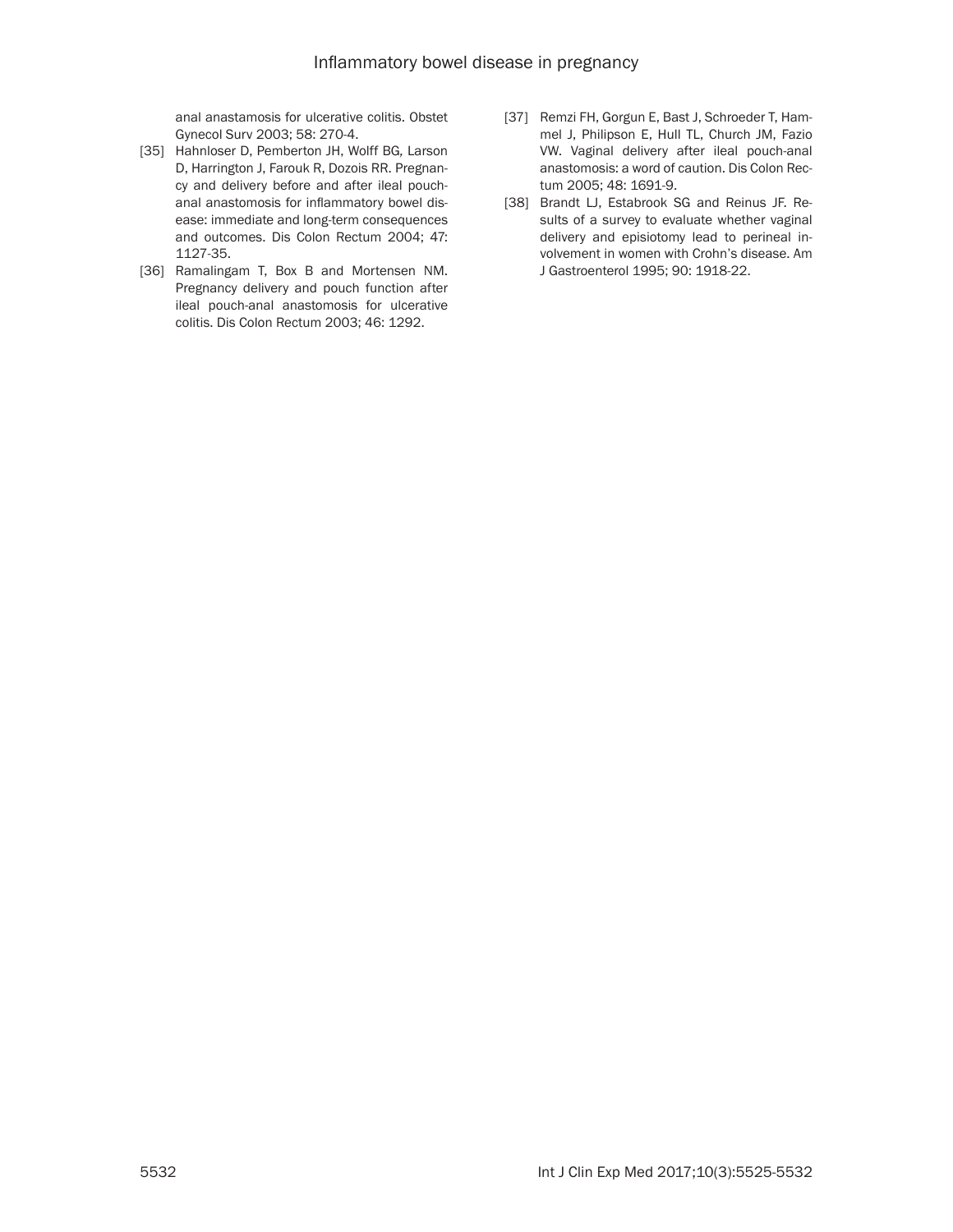anal anastamosis for ulcerative colitis. Obstet Gynecol Surv 2003; 58: 270-4.

[35] Hahnloser D, Pemberton JH, Wolff BG, Larson D, Harrington J, Farouk R, Dozois RR. Pregnancy and delivery before and after ileal pouch-anal anastomosis for inflammatory bowel disease: immediate and long-term consequences and outcomes. Dis Colon Rectum 2004; 47: 1127-35.

[36] Ramalingam T, Box B and Mortensen NM. Pregnancy delivery and pouch function after ileal pouch-anal anastomosis for ulcerative colitis. Dis Colon Rectum 2003; 46: 1292.

[37] Remzi FH, Gorgun E, Bast J, Schroeder T, Hammel J, Philipson E, Hull TL, Church JM, Fazio VW. Vaginal delivery after ileal pouch-anal anastomosis: a word of caution. Dis Colon Rectum 2005; 48: 1691-9.

[38] Brandt LJ, Estabrook SG and Reinus JF. Results of a survey to evaluate whether vaginal delivery and episiotomy lead to perineal involvement in women with Crohn's disease. Am J Gastroenterol 1995; 90: 1918-22.